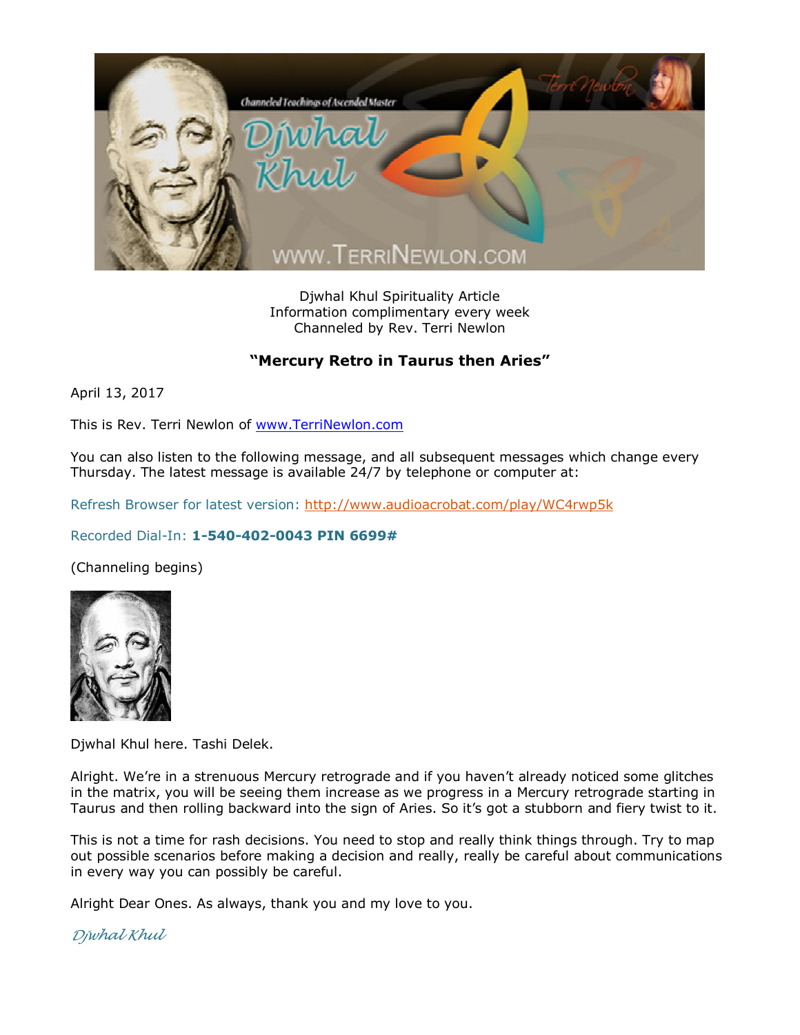Djwhal Khul Spirituality Article
Information complimentary every week
Channeled by Rev. Terri Newlon

## "Mercury Retro in Taurus then Aries"

April 13, 2017

This is Rev. Terri Newlon of www.TerriNewlon.com

You can also listen to the following message, and all subsequent messages which change every Thursday. The latest message is available 24/7 by telephone or computer at:

Refresh Browser for latest version: http://www.audioacrobat.com/play/WC4rwp5k

Recorded Dial-In: **1-540-402-0043 PIN 6699#**

(Channeling begins)

Djwhal Khul here. Tashi Delek.

Alright. We're in a strenuous Mercury retrograde and if you haven't already noticed some glitches in the matrix, you will be seeing them increase as we progress in a Mercury retrograde starting in Taurus and then rolling backward into the sign of Aries. So it's got a stubborn and fiery twist to it.

This is not a time for rash decisions. You need to stop and really think things through. Try to map out possible scenarios before making a decision and really, really be careful about communications in every way you can possibly be careful.

Alright Dear Ones. As always, thank you and my love to you.

*Djwhal Khul*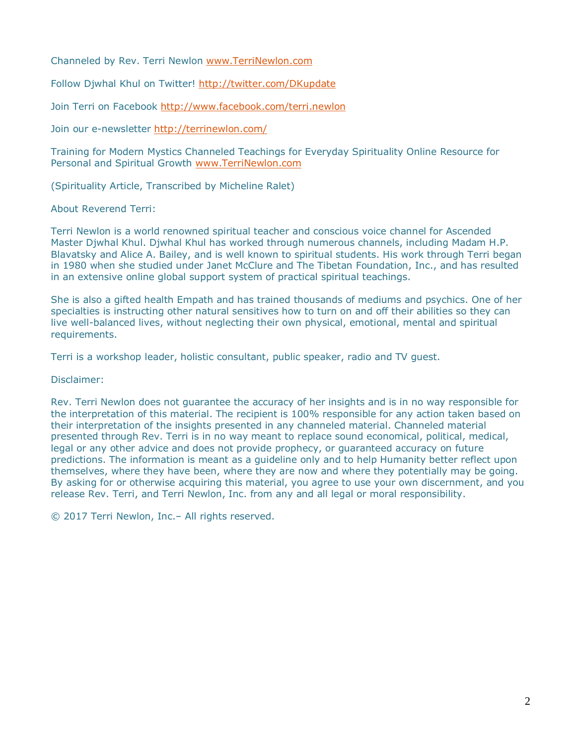Channeled by Rev. Terri Newlon www.TerriNewlon.com

Follow Djwhal Khul on Twitter! http://twitter.com/DKupdate

Join Terri on Facebook http://www.facebook.com/terri.newlon

Join our e-newsletter http://terrinewlon.com/

Training for Modern Mystics Channeled Teachings for Everyday Spirituality Online Resource for Personal and Spiritual Growth www.TerriNewlon.com

(Spirituality Article, Transcribed by Micheline Ralet)

About Reverend Terri:

Terri Newlon is a world renowned spiritual teacher and conscious voice channel for Ascended Master Djwhal Khul. Djwhal Khul has worked through numerous channels, including Madam H.P. Blavatsky and Alice A. Bailey, and is well known to spiritual students. His work through Terri began in 1980 when she studied under Janet McClure and The Tibetan Foundation, Inc., and has resulted in an extensive online global support system of practical spiritual teachings.

She is also a gifted health Empath and has trained thousands of mediums and psychics. One of her specialties is instructing other natural sensitives how to turn on and off their abilities so they can live well-balanced lives, without neglecting their own physical, emotional, mental and spiritual requirements.

Terri is a workshop leader, holistic consultant, public speaker, radio and TV guest.

Disclaimer:

Rev. Terri Newlon does not guarantee the accuracy of her insights and is in no way responsible for the interpretation of this material. The recipient is 100% responsible for any action taken based on their interpretation of the insights presented in any channeled material. Channeled material presented through Rev. Terri is in no way meant to replace sound economical, political, medical, legal or any other advice and does not provide prophecy, or guaranteed accuracy on future predictions. The information is meant as a guideline only and to help Humanity better reflect upon themselves, where they have been, where they are now and where they potentially may be going. By asking for or otherwise acquiring this material, you agree to use your own discernment, and you release Rev. Terri, and Terri Newlon, Inc. from any and all legal or moral responsibility.

© 2017 Terri Newlon, Inc.– All rights reserved.